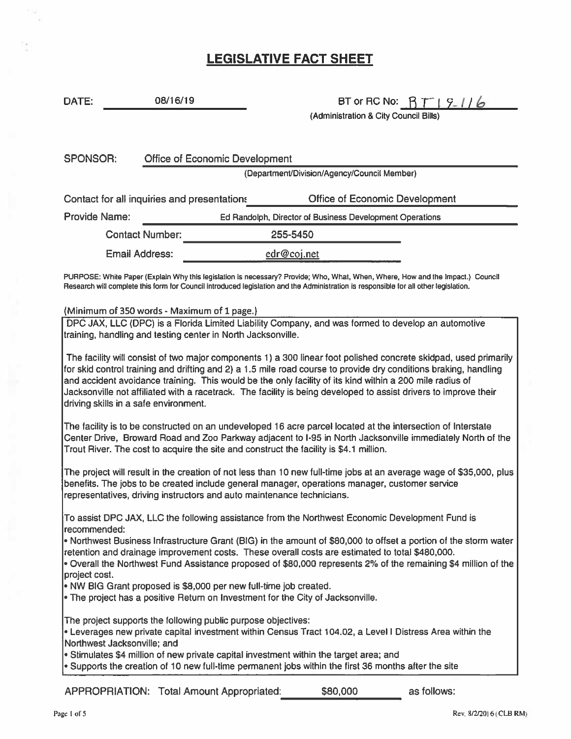# LEGISLATIVE FACT SHEET

DATE: 08/16/19

BT or RC No: BT 19-116
(Administration & City Council Bills)

SPONSOR: Office of Economic Development
(Department/Division/Agency/Council Member)

Contact for all inquiries and presentations: Office of Economic Development

Provide Name: Ed Randolph, Director of Business Development Operations

Contact Number: 255-5450

Email Address: edr@coj.net

PURPOSE: White Paper (Explain Why this legislation is necessary? Provide; Who, What, When, Where, How and the Impact.) Council Research will complete this form for Council introduced legislation and the Administration is responsible for all other legislation.

(Minimum of 350 words - Maximum of 1 page.)

DPC JAX, LLC (DPC) is a Florida Limited Liability Company, and was formed to develop an automotive training, handling and testing center in North Jacksonville.

The facility will consist of two major components 1) a 300 linear foot polished concrete skidpad, used primarily for skid control training and drifting and 2) a 1.5 mile road course to provide dry conditions braking, handling and accident avoidance training. This would be the only facility of its kind within a 200 mile radius of Jacksonville not affiliated with a racetrack. The facility is being developed to assist drivers to improve their driving skills in a safe environment.

The facility is to be constructed on an undeveloped 16 acre parcel located at the intersection of Interstate Center Drive, Broward Road and Zoo Parkway adjacent to I-95 in North Jacksonville immediately North of the Trout River. The cost to acquire the site and construct the facility is $4.1 million.

The project will result in the creation of not less than 10 new full-time jobs at an average wage of $35,000, plus benefits. The jobs to be created include general manager, operations manager, customer service representatives, driving instructors and auto maintenance technicians.

To assist DPC JAX, LLC the following assistance from the Northwest Economic Development Fund is recommended:

- Northwest Business Infrastructure Grant (BIG) in the amount of $80,000 to offset a portion of the storm water retention and drainage improvement costs. These overall costs are estimated to total $480,000.
- Overall the Northwest Fund Assistance proposed of $80,000 represents 2% of the remaining $4 million of the project cost.
- NW BIG Grant proposed is $8,000 per new full-time job created.
- The project has a positive Return on Investment for the City of Jacksonville.

The project supports the following public purpose objectives:

- Leverages new private capital investment within Census Tract 104.02, a Level I Distress Area within the Northwest Jacksonville; and
- Stimulates $4 million of new private capital investment within the target area; and
- Supports the creation of 10 new full-time permanent jobs within the first 36 months after the site

APPROPRIATION: Total Amount Appropriated: $80,000 as follows: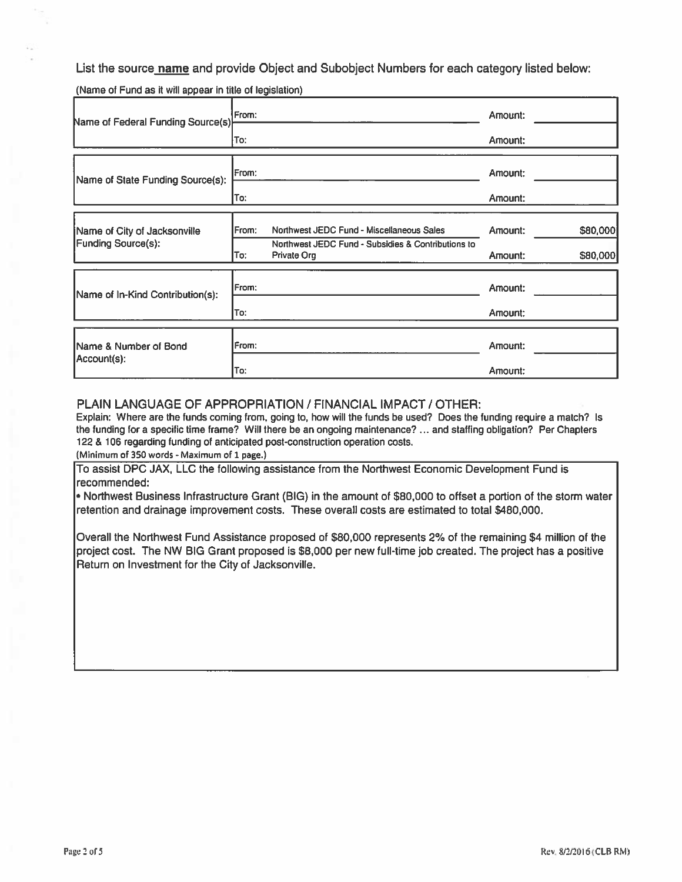List the source **name** and provide Object and Subobject Numbers for each category listed below:

(Name of Fund as it will appear in title of legislation)

| Category | | Source | | Amount |
|---|---|---|---|---|
| Name of Federal Funding Source(s) | From: | | Amount: | |
| | To: | | Amount: | |
| Name of State Funding Source(s): | From: | | Amount: | |
| | To: | | Amount: | |
| Name of City of Jacksonville Funding Source(s): | From: | Northwest JEDC Fund - Miscellaneous Sales | Amount: | $80,000 |
| | To: | Northwest JEDC Fund - Subsidies & Contributions to Private Org | Amount: | $80,000 |
| Name of In-Kind Contribution(s): | From: | | Amount: | |
| | To: | | Amount: | |
| Name & Number of Bond Account(s): | From: | | Amount: | |
| | To: | | Amount: | |

## PLAIN LANGUAGE OF APPROPRIATION / FINANCIAL IMPACT / OTHER:

Explain: Where are the funds coming from, going to, how will the funds be used? Does the funding require a match? Is the funding for a specific time frame? Will there be an ongoing maintenance? ... and staffing obligation? Per Chapters 122 & 106 regarding funding of anticipated post-construction operation costs.

(Minimum of 350 words - Maximum of 1 page.)

To assist DPC JAX, LLC the following assistance from the Northwest Economic Development Fund is recommended:

- Northwest Business Infrastructure Grant (BIG) in the amount of $80,000 to offset a portion of the storm water retention and drainage improvement costs. These overall costs are estimated to total $480,000.

Overall the Northwest Fund Assistance proposed of $80,000 represents 2% of the remaining $4 million of the project cost. The NW BIG Grant proposed is $8,000 per new full-time job created. The project has a positive Return on Investment for the City of Jacksonville.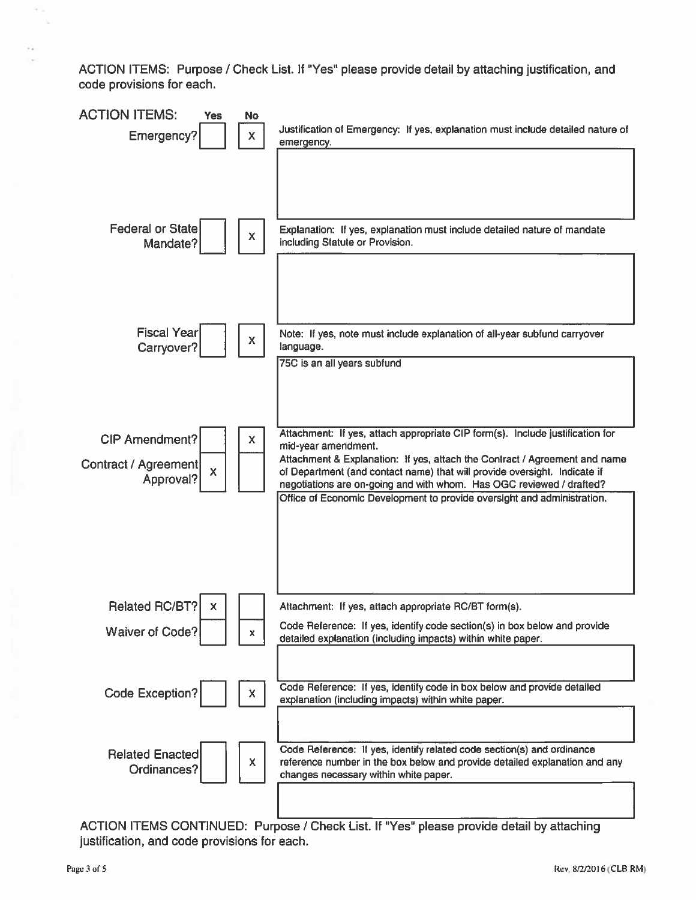ACTION ITEMS: Purpose / Check List. If "Yes" please provide detail by attaching justification, and code provisions for each.

| ACTION ITEMS: | Yes | No | |
|---|---|---|---|
| Emergency? | | X | Justification of Emergency: If yes, explanation must include detailed nature of emergency. |
| Federal or State Mandate? | | X | Explanation: If yes, explanation must include detailed nature of mandate including Statute or Provision. |
| Fiscal Year Carryover? | | X | Note: If yes, note must include explanation of all-year subfund carryover language.<br>75C is an all years subfund |
| CIP Amendment? | | X | Attachment: If yes, attach appropriate CIP form(s). Include justification for mid-year amendment. |
| Contract / Agreement Approval? | X | | Attachment & Explanation: If yes, attach the Contract / Agreement and name of Department (and contact name) that will provide oversight. Indicate if negotiations are on-going and with whom. Has OGC reviewed / drafted?<br>Office of Economic Development to provide oversight and administration. |
| Related RC/BT? | X | | Attachment: If yes, attach appropriate RC/BT form(s). |
| Waiver of Code? | | x | Code Reference: If yes, identify code section(s) in box below and provide detailed explanation (including impacts) within white paper. |
| Code Exception? | | X | Code Reference: If yes, identify code in box below and provide detailed explanation (including impacts) within white paper. |
| Related Enacted Ordinances? | | X | Code Reference: If yes, identify related code section(s) and ordinance reference number in the box below and provide detailed explanation and any changes necessary within white paper. |

ACTION ITEMS CONTINUED: Purpose / Check List. If "Yes" please provide detail by attaching justification, and code provisions for each.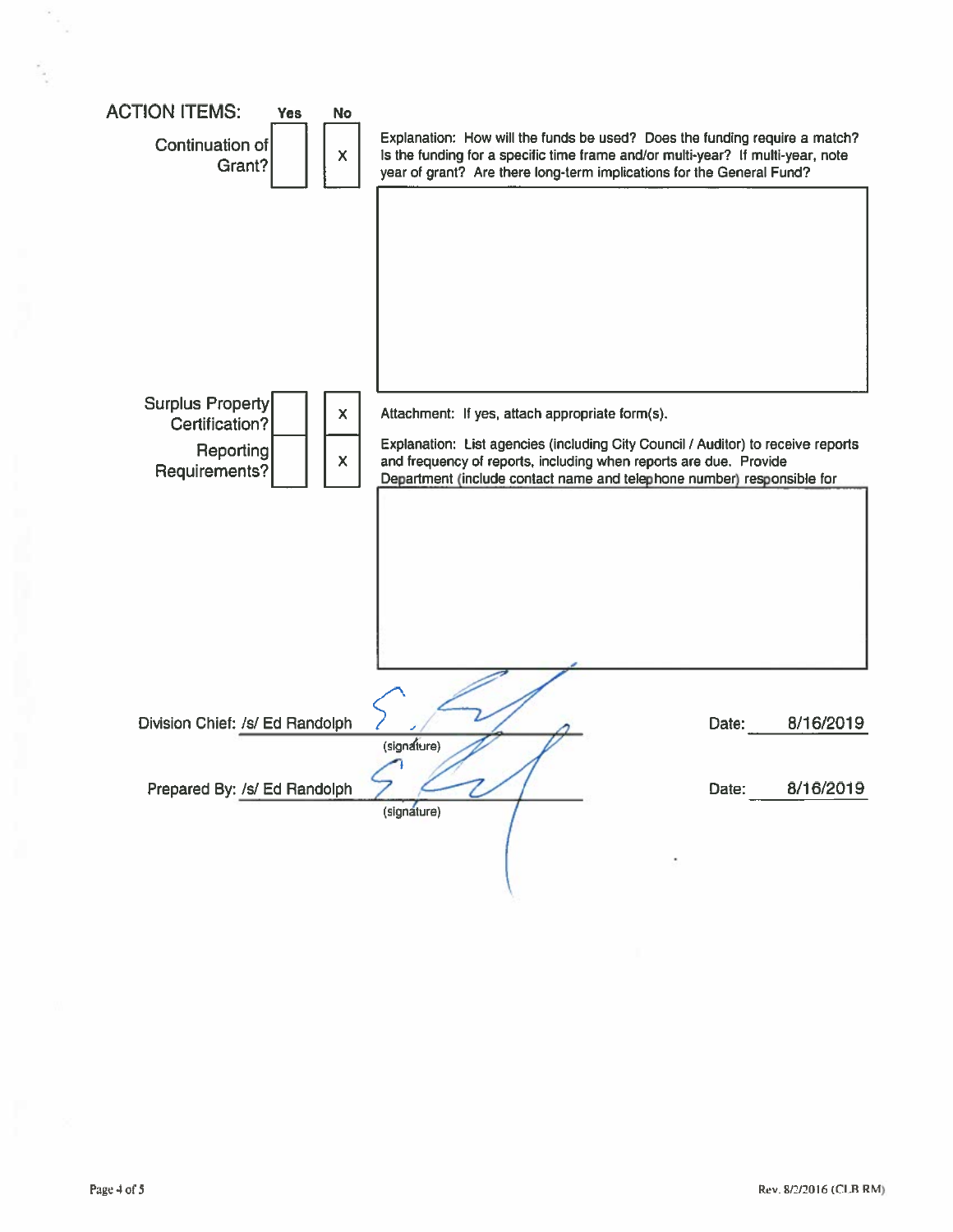## ACTION ITEMS:

| | Yes | No | |
|---|---|---|---|
| Continuation of Grant? | | X | Explanation: How will the funds be used? Does the funding require a match? Is the funding for a specific time frame and/or multi-year? If multi-year, note year of grant? Are there long-term implications for the General Fund? |
| Surplus Property Certification? | | X | Attachment: If yes, attach appropriate form(s). |
| Reporting Requirements? | | X | Explanation: List agencies (including City Council / Auditor) to receive reports and frequency of reports, including when reports are due. Provide Department (include contact name and telephone number) responsible for |

Division Chief: /s/ Ed Randolph ______ (signature) Date: 8/16/2019

Prepared By: /s/ Ed Randolph ______ (signature) Date: 8/16/2019

Rev. 8/2/2016 (CLB RM)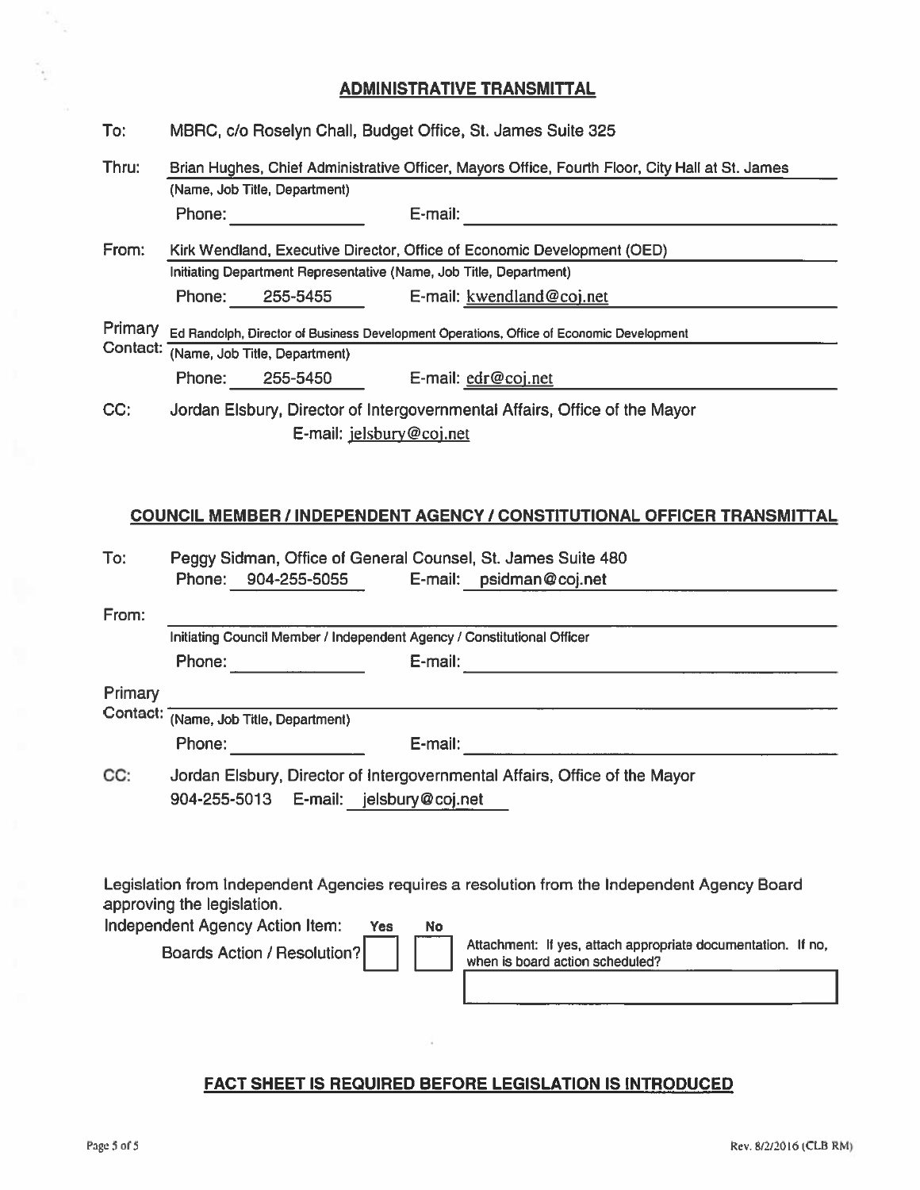## ADMINISTRATIVE TRANSMITTAL

To: MBRC, c/o Roselyn Chall, Budget Office, St. James Suite 325

Thru: Brian Hughes, Chief Administrative Officer, Mayors Office, Fourth Floor, City Hall at St. James
(Name, Job Title, Department)
Phone: ______________ E-mail: ______________

From: Kirk Wendland, Executive Director, Office of Economic Development (OED)
Initiating Department Representative (Name, Job Title, Department)
Phone: 255-5455 E-mail: kwendland@coj.net

Primary Contact: Ed Randolph, Director of Business Development Operations, Office of Economic Development
(Name, Job Title, Department)
Phone: 255-5450 E-mail: edr@coj.net

CC: Jordan Elsbury, Director of Intergovernmental Affairs, Office of the Mayor
E-mail: jelsbury@coj.net

## COUNCIL MEMBER / INDEPENDENT AGENCY / CONSTITUTIONAL OFFICER TRANSMITTAL

To: Peggy Sidman, Office of General Counsel, St. James Suite 480
Phone: 904-255-5055 E-mail: psidman@coj.net

From: ______________
Initiating Council Member / Independent Agency / Constitutional Officer
Phone: ______________ E-mail: ______________

Primary Contact: ______________
(Name, Job Title, Department)
Phone: ______________ E-mail: ______________

CC: Jordan Elsbury, Director of Intergovernmental Affairs, Office of the Mayor
904-255-5013 E-mail: jelsbury@coj.net

Legislation from Independent Agencies requires a resolution from the Independent Agency Board approving the legislation.

Independent Agency Action Item: Yes ☐ No ☐

Boards Action / Resolution?

Attachment: If yes, attach appropriate documentation. If no, when is board action scheduled?

## FACT SHEET IS REQUIRED BEFORE LEGISLATION IS INTRODUCED